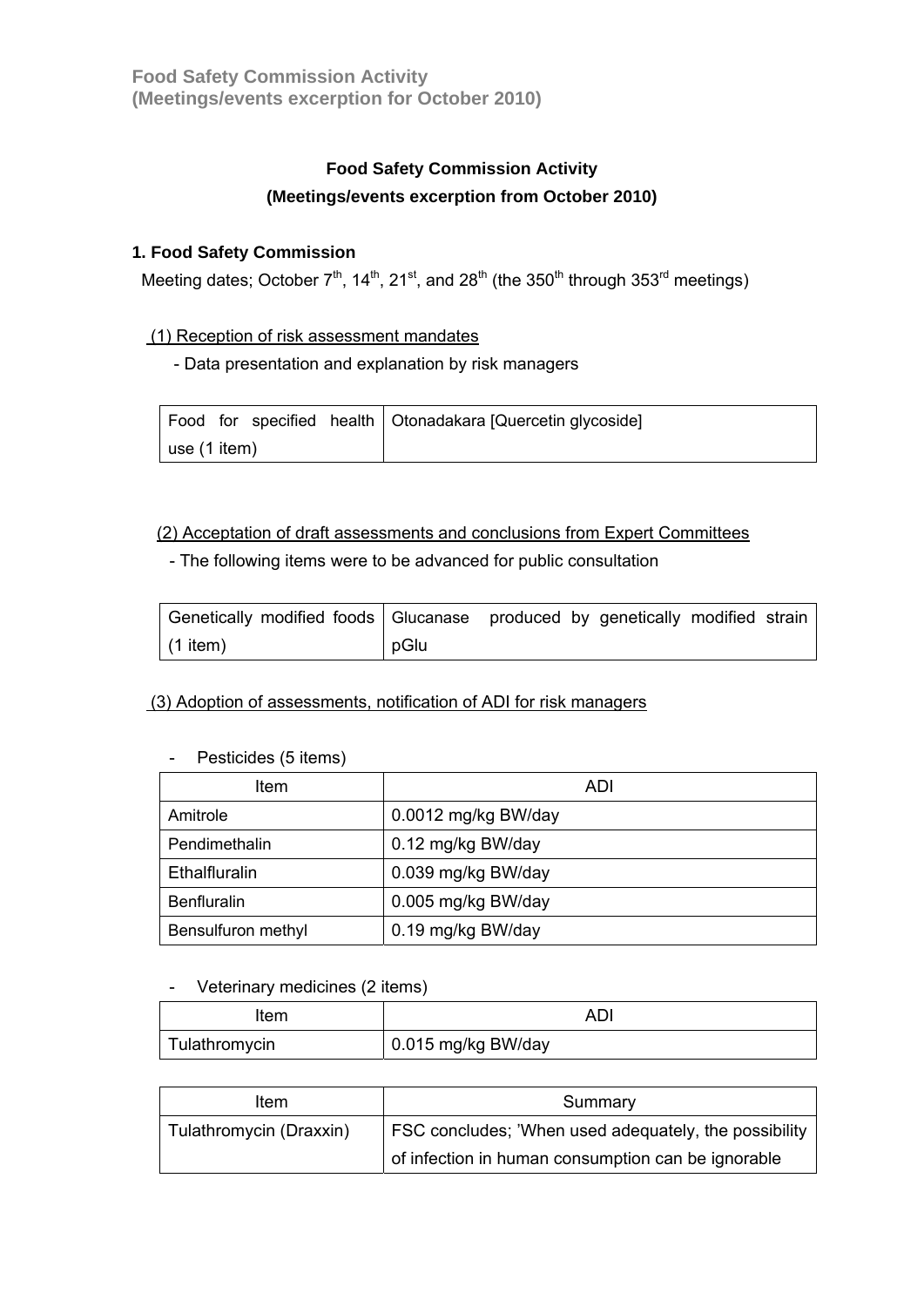# Food Safety Commission Activity
# (Meetings/events excerption for October 2010)

## Food Safety Commission Activity
## (Meetings/events excerption from October 2010)

### 1. Food Safety Commission

Meeting dates; October 7th, 14th, 21st, and 28th (the 350th through 353rd meetings)

(1) Reception of risk assessment mandates

- Data presentation and explanation by risk managers

| | |
|---|---|
| Food for specified health use (1 item) | Otonadakara [Quercetin glycoside] |

(2) Acceptation of draft assessments and conclusions from Expert Committees

- The following items were to be advanced for public consultation

| | |
|---|---|
| Genetically modified foods (1 item) | Glucanase produced by genetically modified strain pGlu |

(3) Adoption of assessments, notification of ADI for risk managers

- Pesticides (5 items)

| Item | ADI |
|---|---|
| Amitrole | 0.0012 mg/kg BW/day |
| Pendimethalin | 0.12 mg/kg BW/day |
| Ethalfluralin | 0.039 mg/kg BW/day |
| Benfluralin | 0.005 mg/kg BW/day |
| Bensulfuron methyl | 0.19 mg/kg BW/day |

- Veterinary medicines (2 items)

| Item | ADI |
|---|---|
| Tulathromycin | 0.015 mg/kg BW/day |

| Item | Summary |
|---|---|
| Tulathromycin (Draxxin) | FSC concludes; 'When used adequately, the possibility of infection in human consumption can be ignorable |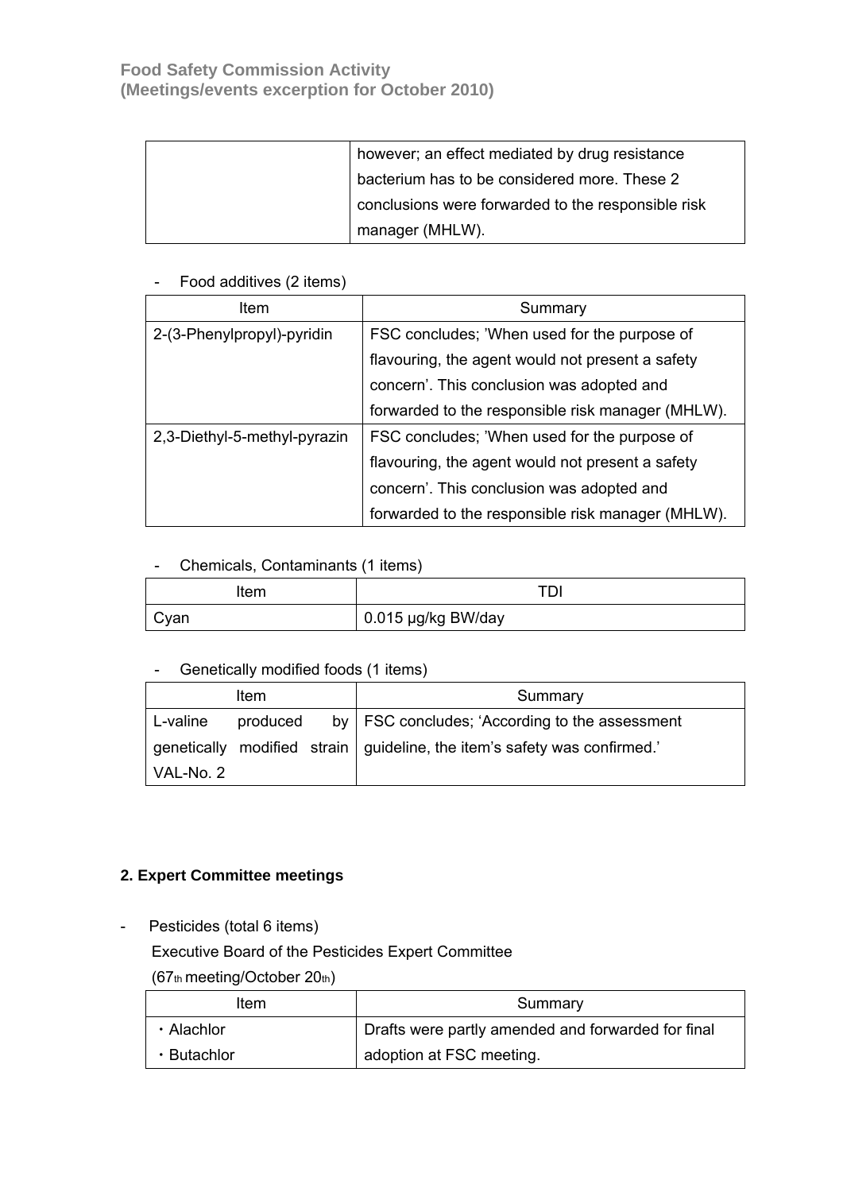| | |
|---|---|
| | however; an effect mediated by drug resistance bacterium has to be considered more. These 2 conclusions were forwarded to the responsible risk manager (MHLW). |

- Food additives (2 items)

| Item | Summary |
|---|---|
| 2-(3-Phenylpropyl)-pyridin | FSC concludes; 'When used for the purpose of flavouring, the agent would not present a safety concern'. This conclusion was adopted and forwarded to the responsible risk manager (MHLW). |
| 2,3-Diethyl-5-methyl-pyrazin | FSC concludes; 'When used for the purpose of flavouring, the agent would not present a safety concern'. This conclusion was adopted and forwarded to the responsible risk manager (MHLW). |

- Chemicals, Contaminants (1 items)

| Item | TDI |
|---|---|
| Cyan | 0.015 μg/kg BW/day |

- Genetically modified foods (1 items)

| Item | Summary |
|---|---|
| L-valine produced by genetically modified strain VAL-No. 2 | FSC concludes; 'According to the assessment guideline, the item's safety was confirmed.' |

## 2. Expert Committee meetings

- Pesticides (total 6 items)

  Executive Board of the Pesticides Expert Committee

  (67th meeting/October 20th)

| Item | Summary |
|---|---|
| ・Alachlor<br>・Butachlor | Drafts were partly amended and forwarded for final adoption at FSC meeting. |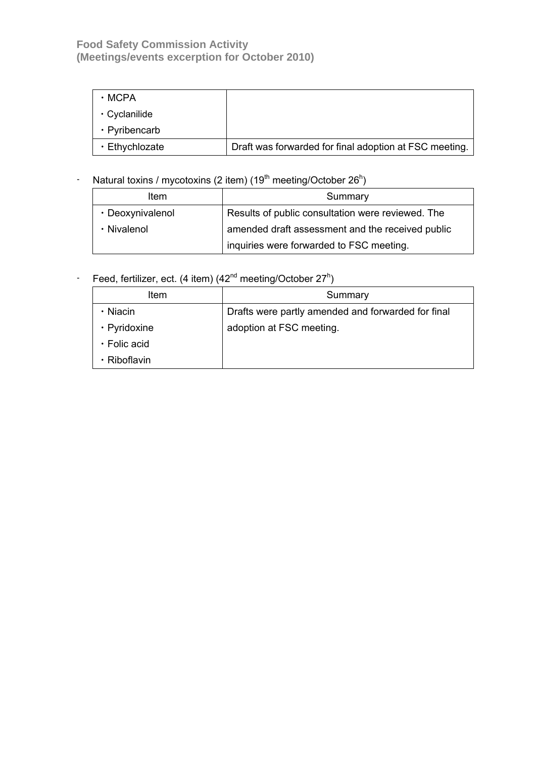| | |
|---|---|
| ・MCPA<br>・Cyclanilide<br>・Pyribencarb | |
| ・Ethychlozate | Draft was forwarded for final adoption at FSC meeting. |

- Natural toxins / mycotoxins (2 item) (19th meeting/October 26h)

| Item | Summary |
|---|---|
| ・Deoxynivalenol<br>・Nivalenol | Results of public consultation were reviewed. The amended draft assessment and the received public inquiries were forwarded to FSC meeting. |

- Feed, fertilizer, ect. (4 item) (42nd meeting/October 27h)

| Item | Summary |
|---|---|
| ・Niacin<br>・Pyridoxine<br>・Folic acid<br>・Riboflavin | Drafts were partly amended and forwarded for final adoption at FSC meeting. |